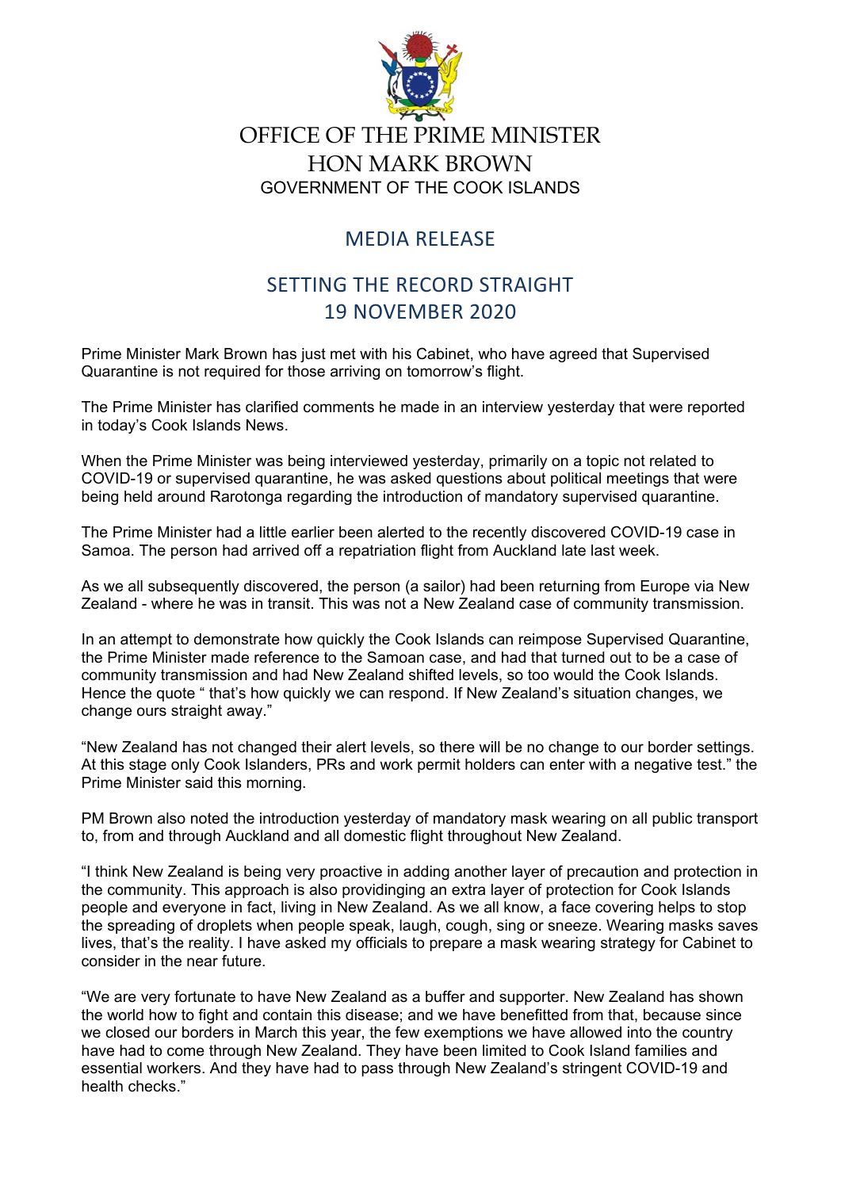# OFFICE OF THE PRIME MINISTER

# HON MARK BROWN

GOVERNMENT OF THE COOK ISLANDS

## MEDIA RELEASE

## SETTING THE RECORD STRAIGHT
## 19 NOVEMBER 2020

Prime Minister Mark Brown has just met with his Cabinet, who have agreed that Supervised Quarantine is not required for those arriving on tomorrow's flight.

The Prime Minister has clarified comments he made in an interview yesterday that were reported in today's Cook Islands News.

When the Prime Minister was being interviewed yesterday, primarily on a topic not related to COVID-19 or supervised quarantine, he was asked questions about political meetings that were being held around Rarotonga regarding the introduction of mandatory supervised quarantine.

The Prime Minister had a little earlier been alerted to the recently discovered COVID-19 case in Samoa. The person had arrived off a repatriation flight from Auckland late last week.

As we all subsequently discovered, the person (a sailor) had been returning from Europe via New Zealand - where he was in transit. This was not a New Zealand case of community transmission.

In an attempt to demonstrate how quickly the Cook Islands can reimpose Supervised Quarantine, the Prime Minister made reference to the Samoan case, and had that turned out to be a case of community transmission and had New Zealand shifted levels, so too would the Cook Islands. Hence the quote " that's how quickly we can respond. If New Zealand's situation changes, we change ours straight away."

"New Zealand has not changed their alert levels, so there will be no change to our border settings. At this stage only Cook Islanders, PRs and work permit holders can enter with a negative test." the Prime Minister said this morning.

PM Brown also noted the introduction yesterday of mandatory mask wearing on all public transport to, from and through Auckland and all domestic flight throughout New Zealand.

"I think New Zealand is being very proactive in adding another layer of precaution and protection in the community. This approach is also providinging an extra layer of protection for Cook Islands people and everyone in fact, living in New Zealand. As we all know, a face covering helps to stop the spreading of droplets when people speak, laugh, cough, sing or sneeze. Wearing masks saves lives, that's the reality. I have asked my officials to prepare a mask wearing strategy for Cabinet to consider in the near future.

"We are very fortunate to have New Zealand as a buffer and supporter. New Zealand has shown the world how to fight and contain this disease; and we have benefitted from that, because since we closed our borders in March this year, the few exemptions we have allowed into the country have had to come through New Zealand. They have been limited to Cook Island families and essential workers. And they have had to pass through New Zealand's stringent COVID-19 and health checks."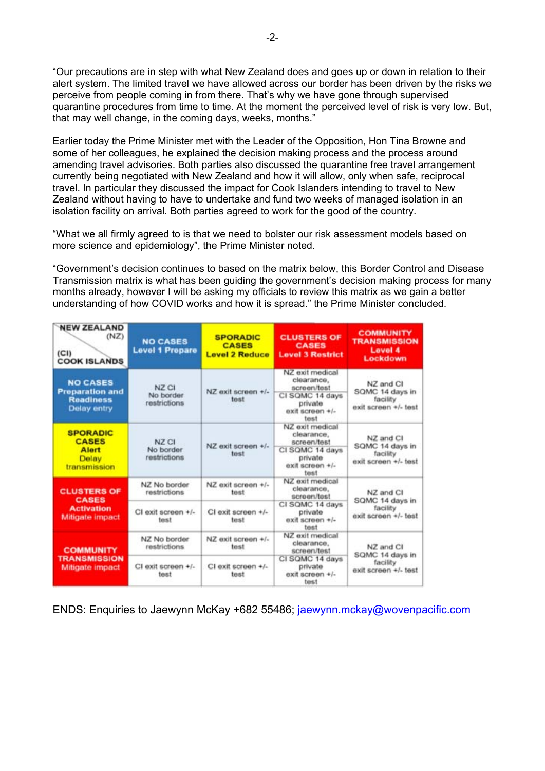"Our precautions are in step with what New Zealand does and goes up or down in relation to their alert system. The limited travel we have allowed across our border has been driven by the risks we perceive from people coming in from there. That's why we have gone through supervised quarantine procedures from time to time. At the moment the perceived level of risk is very low. But, that may well change, in the coming days, weeks, months."

Earlier today the Prime Minister met with the Leader of the Opposition, Hon Tina Browne and some of her colleagues, he explained the decision making process and the process around amending travel advisories. Both parties also discussed the quarantine free travel arrangement currently being negotiated with New Zealand and how it will allow, only when safe, reciprocal travel. In particular they discussed the impact for Cook Islanders intending to travel to New Zealand without having to have to undertake and fund two weeks of managed isolation in an isolation facility on arrival. Both parties agreed to work for the good of the country.

"What we all firmly agreed to is that we need to bolster our risk assessment models based on more science and epidemiology", the Prime Minister noted.

"Government's decision continues to based on the matrix below, this Border Control and Disease Transmission matrix is what has been guiding the government's decision making process for many months already, however I will be asking my officials to review this matrix as we gain a better understanding of how COVID works and how it is spread." the Prime Minister concluded.

| NEW ZEALAND (NZ) / (CI) COOK ISLANDS | NO CASES Level 1 Prepare | SPORADIC CASES Level 2 Reduce | CLUSTERS OF CASES Level 3 Restrict | COMMUNITY TRANSMISSION Level 4 Lockdown |
|---|---|---|---|---|
| NO CASES Preparation and Readiness Delay entry | NZ CI No border restrictions | NZ exit screen +/- test | NZ exit medical clearance, screen/test<br>CI SQMC 14 days private exit screen +/- test | NZ and CI SQMC 14 days in facility exit screen +/- test |
| SPORADIC CASES Alert Delay transmission | NZ CI No border restrictions | NZ exit screen +/- test | NZ exit medical clearance, screen/test<br>CI SQMC 14 days private exit screen +/- test | NZ and CI SQMC 14 days in facility exit screen +/- test |
| CLUSTERS OF CASES Activation Mitigate impact | NZ No border restrictions<br>CI exit screen +/- test | NZ exit screen +/- test<br>CI exit screen +/- test | NZ exit medical clearance, screen/test<br>CI SQMC 14 days private exit screen +/- test | NZ and CI SQMC 14 days in facility exit screen +/- test |
| COMMUNITY TRANSMISSION Mitigate impact | NZ No border restrictions<br>CI exit screen +/- test | NZ exit screen +/- test<br>CI exit screen +/- test | NZ exit medical clearance, screen/test<br>CI SQMC 14 days private exit screen +/- test | NZ and CI SQMC 14 days in facility exit screen +/- test |

ENDS: Enquiries to Jaewynn McKay +682 55486; jaewynn.mckay@wovenpacific.com